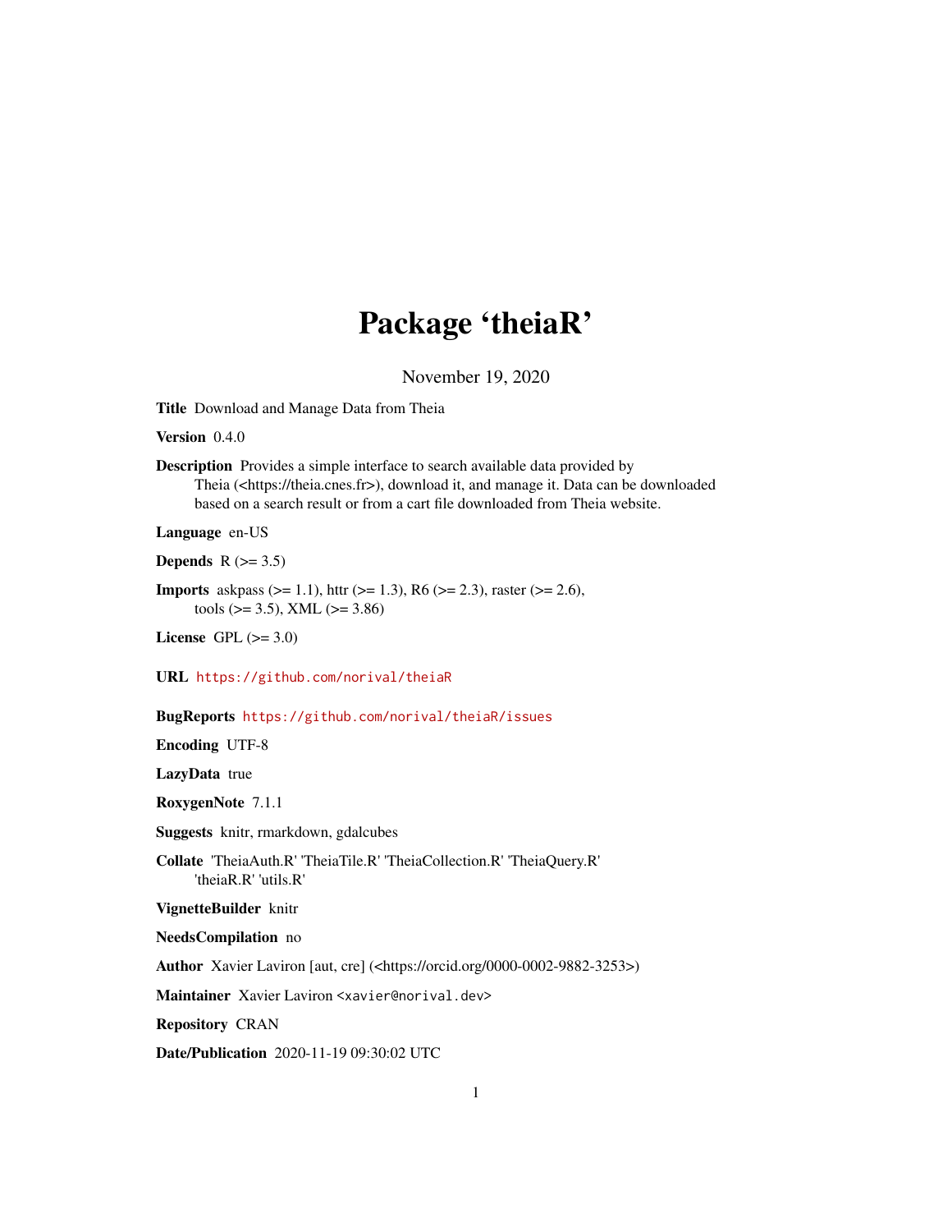# Package 'theiaR'

November 19, 2020

**Title** Download and Manage Data from Theia

**Version** 0.4.0

**Description** Provides a simple interface to search available data provided by Theia (<https://theia.cnes.fr>), download it, and manage it. Data can be downloaded based on a search result or from a cart file downloaded from Theia website.

**Language** en-US

**Depends** R (>= 3.5)

**Imports** askpass (>= 1.1), httr (>= 1.3), R6 (>= 2.3), raster (>= 2.6), tools (>= 3.5), XML (>= 3.86)

**License** GPL (>= 3.0)

**URL** https://github.com/norival/theiaR

**BugReports** https://github.com/norival/theiaR/issues

**Encoding** UTF-8

**LazyData** true

**RoxygenNote** 7.1.1

**Suggests** knitr, rmarkdown, gdalcubes

**Collate** 'TheiaAuth.R' 'TheiaTile.R' 'TheiaCollection.R' 'TheiaQuery.R' 'theiaR.R' 'utils.R'

**VignetteBuilder** knitr

**NeedsCompilation** no

**Author** Xavier Laviron [aut, cre] (<https://orcid.org/0000-0002-9882-3253>)

**Maintainer** Xavier Laviron <xavier@norival.dev>

**Repository** CRAN

**Date/Publication** 2020-11-19 09:30:02 UTC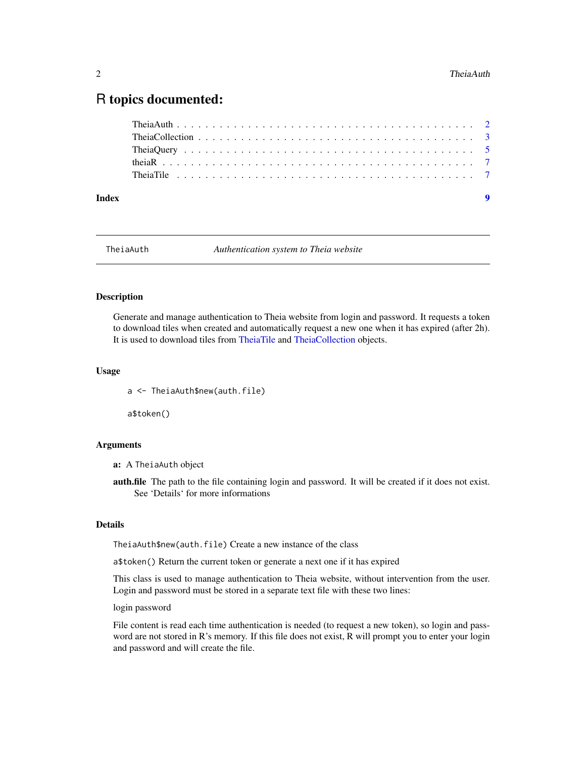# R topics documented:

TheiaAuth . . . . . . . . . . . . . . . . . . . . . . . . . . . . . . . . . . . . . . . 2
TheiaCollection . . . . . . . . . . . . . . . . . . . . . . . . . . . . . . . . . . . . 3
TheiaQuery . . . . . . . . . . . . . . . . . . . . . . . . . . . . . . . . . . . . . . 5
theiaR . . . . . . . . . . . . . . . . . . . . . . . . . . . . . . . . . . . . . . . . . 7
TheiaTile . . . . . . . . . . . . . . . . . . . . . . . . . . . . . . . . . . . . . . . 7

**Index** 9

---

## TheiaAuth — *Authentication system to Theia website*

---

### Description

Generate and manage authentication to Theia website from login and password. It requests a token to download tiles when created and automatically request a new one when it has expired (after 2h). It is used to download tiles from TheiaTile and TheiaCollection objects.

### Usage

```
a <- TheiaAuth$new(auth.file)

a$token()
```

### Arguments

**a:** A `TheiaAuth` object

**auth.file** The path to the file containing login and password. It will be created if it does not exist. See 'Details' for more informations

### Details

`TheiaAuth$new(auth.file)` Create a new instance of the class

`a$token()` Return the current token or generate a next one if it has expired

This class is used to manage authentication to Theia website, without intervention from the user. Login and password must be stored in a separate text file with these two lines:

login password

File content is read each time authentication is needed (to request a new token), so login and password are not stored in R's memory. If this file does not exist, R will prompt you to enter your login and password and will create the file.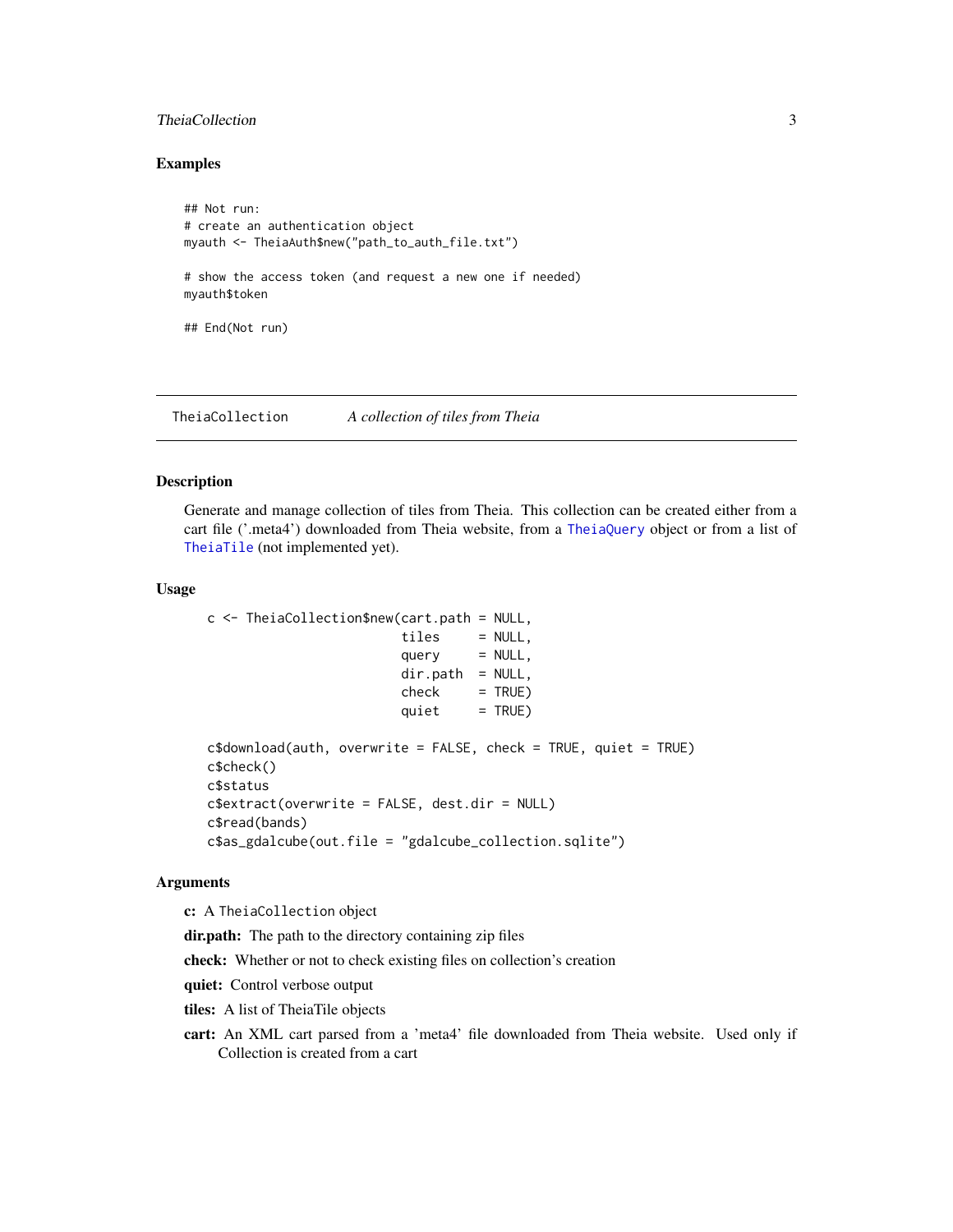## Examples

```
## Not run:
# create an authentication object
myauth <- TheiaAuth$new("path_to_auth_file.txt")

# show the access token (and request a new one if needed)
myauth$token

## End(Not run)
```

---

TheiaCollection *A collection of tiles from Theia*

---

## Description

Generate and manage collection of tiles from Theia. This collection can be created either from a cart file ('.meta4') downloaded from Theia website, from a TheiaQuery object or from a list of TheiaTile (not implemented yet).

## Usage

```
c <- TheiaCollection$new(cart.path = NULL,
                         tiles     = NULL,
                         query     = NULL,
                         dir.path  = NULL,
                         check     = TRUE)
                         quiet     = TRUE)

c$download(auth, overwrite = FALSE, check = TRUE, quiet = TRUE)
c$check()
c$status
c$extract(overwrite = FALSE, dest.dir = NULL)
c$read(bands)
c$as_gdalcube(out.file = "gdalcube_collection.sqlite")
```

## Arguments

**c:** A `TheiaCollection` object

**dir.path:** The path to the directory containing zip files

**check:** Whether or not to check existing files on collection's creation

**quiet:** Control verbose output

**tiles:** A list of TheiaTile objects

**cart:** An XML cart parsed from a 'meta4' file downloaded from Theia website. Used only if Collection is created from a cart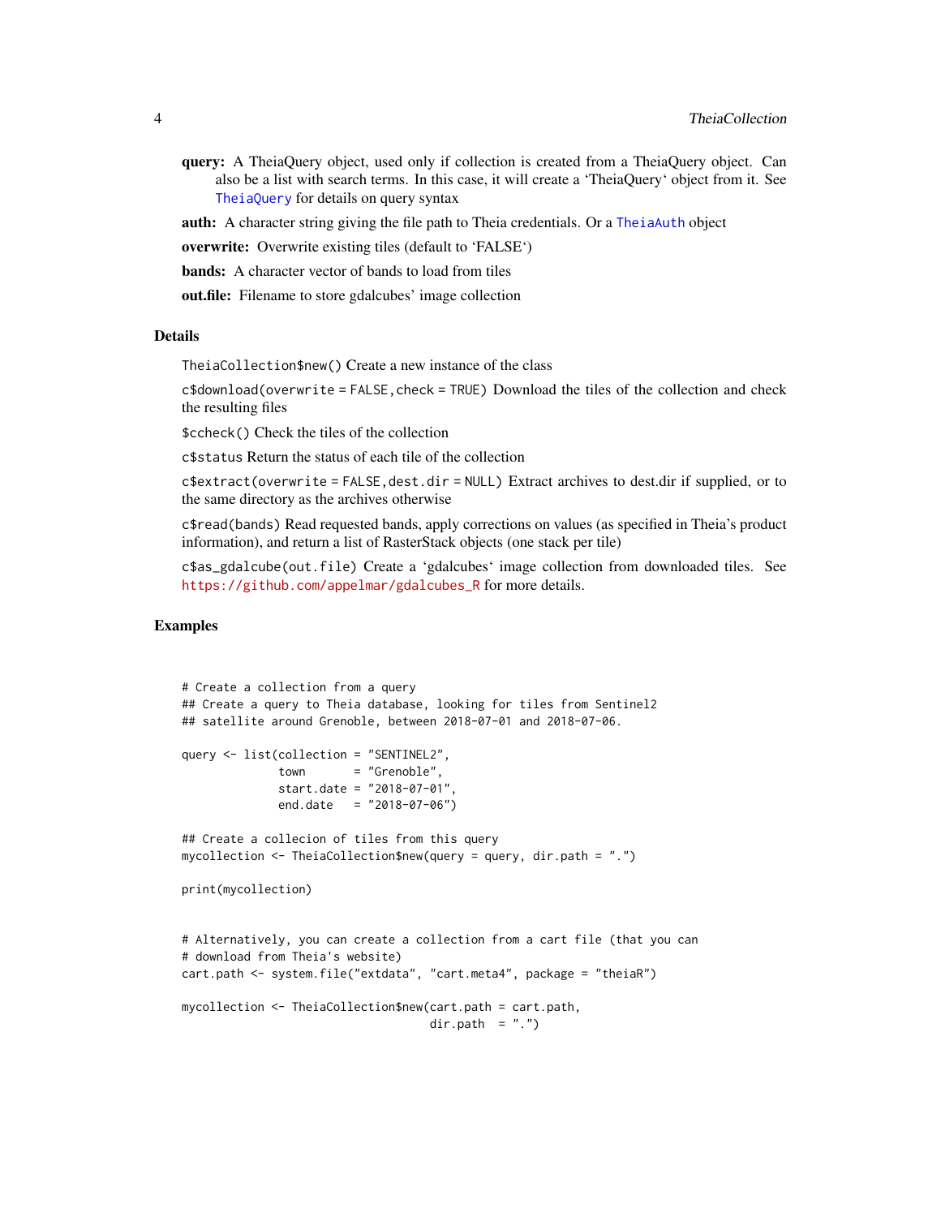**query:** A TheiaQuery object, used only if collection is created from a TheiaQuery object. Can also be a list with search terms. In this case, it will create a 'TheiaQuery' object from it. See TheiaQuery for details on query syntax

**auth:** A character string giving the file path to Theia credentials. Or a TheiaAuth object

**overwrite:** Overwrite existing tiles (default to 'FALSE')

**bands:** A character vector of bands to load from tiles

**out.file:** Filename to store gdalcubes' image collection

### Details

`TheiaCollection$new()` Create a new instance of the class

`c$download(overwrite = FALSE, check = TRUE)` Download the tiles of the collection and check the resulting files

`$ccheck()` Check the tiles of the collection

`c$status` Return the status of each tile of the collection

`c$extract(overwrite = FALSE, dest.dir = NULL)` Extract archives to dest.dir if supplied, or to the same directory as the archives otherwise

`c$read(bands)` Read requested bands, apply corrections on values (as specified in Theia's product information), and return a list of RasterStack objects (one stack per tile)

`c$as_gdalcube(out.file)` Create a 'gdalcubes' image collection from downloaded tiles. See https://github.com/appelmar/gdalcubes_R for more details.

### Examples

```
# Create a collection from a query
## Create a query to Theia database, looking for tiles from Sentinel2
## satellite around Grenoble, between 2018-07-01 and 2018-07-06.

query <- list(collection = "SENTINEL2",
              town       = "Grenoble",
              start.date = "2018-07-01",
              end.date   = "2018-07-06")

## Create a collecion of tiles from this query
mycollection <- TheiaCollection$new(query = query, dir.path = ".")

print(mycollection)


# Alternatively, you can create a collection from a cart file (that you can
# download from Theia's website)
cart.path <- system.file("extdata", "cart.meta4", package = "theiaR")

mycollection <- TheiaCollection$new(cart.path = cart.path,
                                    dir.path  = ".")
```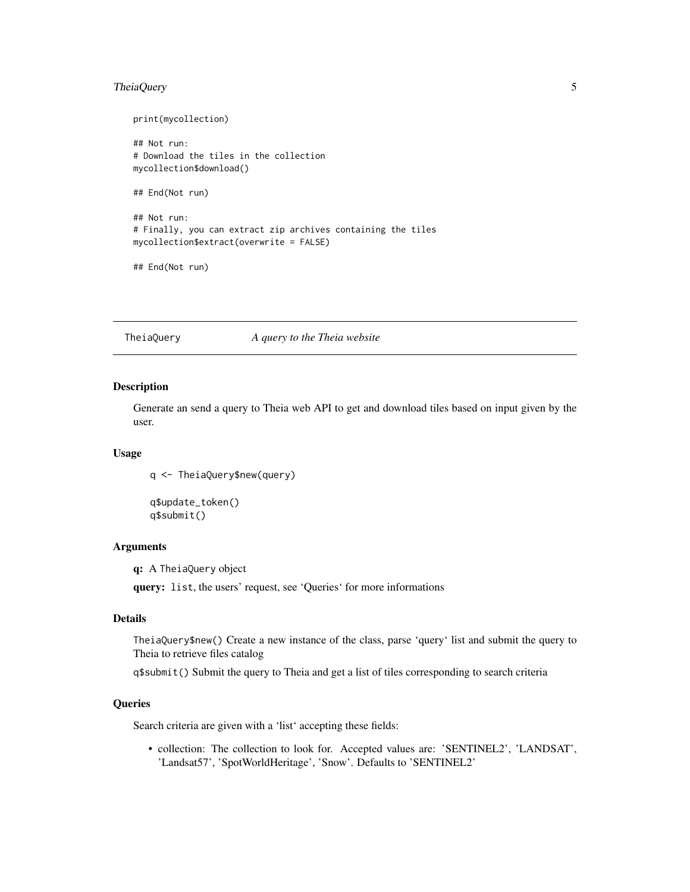```
print(mycollection)

## Not run:
# Download the tiles in the collection
mycollection$download()

## End(Not run)

## Not run:
# Finally, you can extract zip archives containing the tiles
mycollection$extract(overwrite = FALSE)

## End(Not run)
```

---

## TheiaQuery *A query to the Theia website*

---

### Description

Generate an send a query to Theia web API to get and download tiles based on input given by the user.

### Usage

```
q <- TheiaQuery$new(query)

q$update_token()
q$submit()
```

### Arguments

**q:** A `TheiaQuery` object

**query:** `list`, the users' request, see 'Queries' for more informations

### Details

`TheiaQuery$new()` Create a new instance of the class, parse 'query' list and submit the query to Theia to retrieve files catalog

`q$submit()` Submit the query to Theia and get a list of tiles corresponding to search criteria

### Queries

Search criteria are given with a 'list' accepting these fields:

- collection: The collection to look for. Accepted values are: 'SENTINEL2', 'LANDSAT', 'Landsat57', 'SpotWorldHeritage', 'Snow'. Defaults to 'SENTINEL2'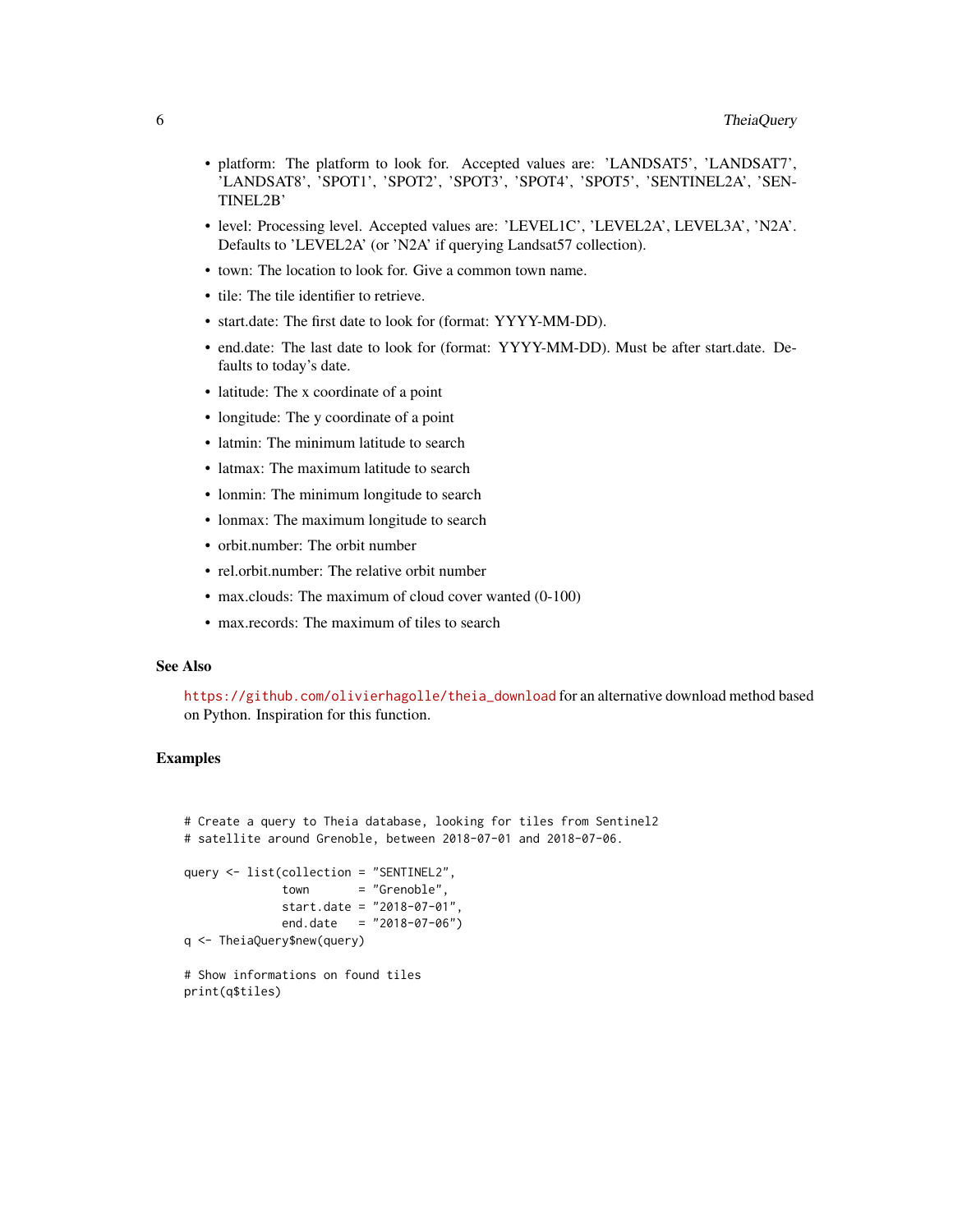- platform: The platform to look for. Accepted values are: 'LANDSAT5', 'LANDSAT7', 'LANDSAT8', 'SPOT1', 'SPOT2', 'SPOT3', 'SPOT4', 'SPOT5', 'SENTINEL2A', 'SENTINEL2B'
- level: Processing level. Accepted values are: 'LEVEL1C', 'LEVEL2A', LEVEL3A', 'N2A'. Defaults to 'LEVEL2A' (or 'N2A' if querying Landsat57 collection).
- town: The location to look for. Give a common town name.
- tile: The tile identifier to retrieve.
- start.date: The first date to look for (format: YYYY-MM-DD).
- end.date: The last date to look for (format: YYYY-MM-DD). Must be after start.date. Defaults to today's date.
- latitude: The x coordinate of a point
- longitude: The y coordinate of a point
- latmin: The minimum latitude to search
- latmax: The maximum latitude to search
- lonmin: The minimum longitude to search
- lonmax: The maximum longitude to search
- orbit.number: The orbit number
- rel.orbit.number: The relative orbit number
- max.clouds: The maximum of cloud cover wanted (0-100)
- max.records: The maximum of tiles to search

### See Also

https://github.com/olivierhagolle/theia_download for an alternative download method based on Python. Inspiration for this function.

### Examples

```
# Create a query to Theia database, looking for tiles from Sentinel2
# satellite around Grenoble, between 2018-07-01 and 2018-07-06.

query <- list(collection = "SENTINEL2",
              town       = "Grenoble",
              start.date = "2018-07-01",
              end.date   = "2018-07-06")
q <- TheiaQuery$new(query)

# Show informations on found tiles
print(q$tiles)
```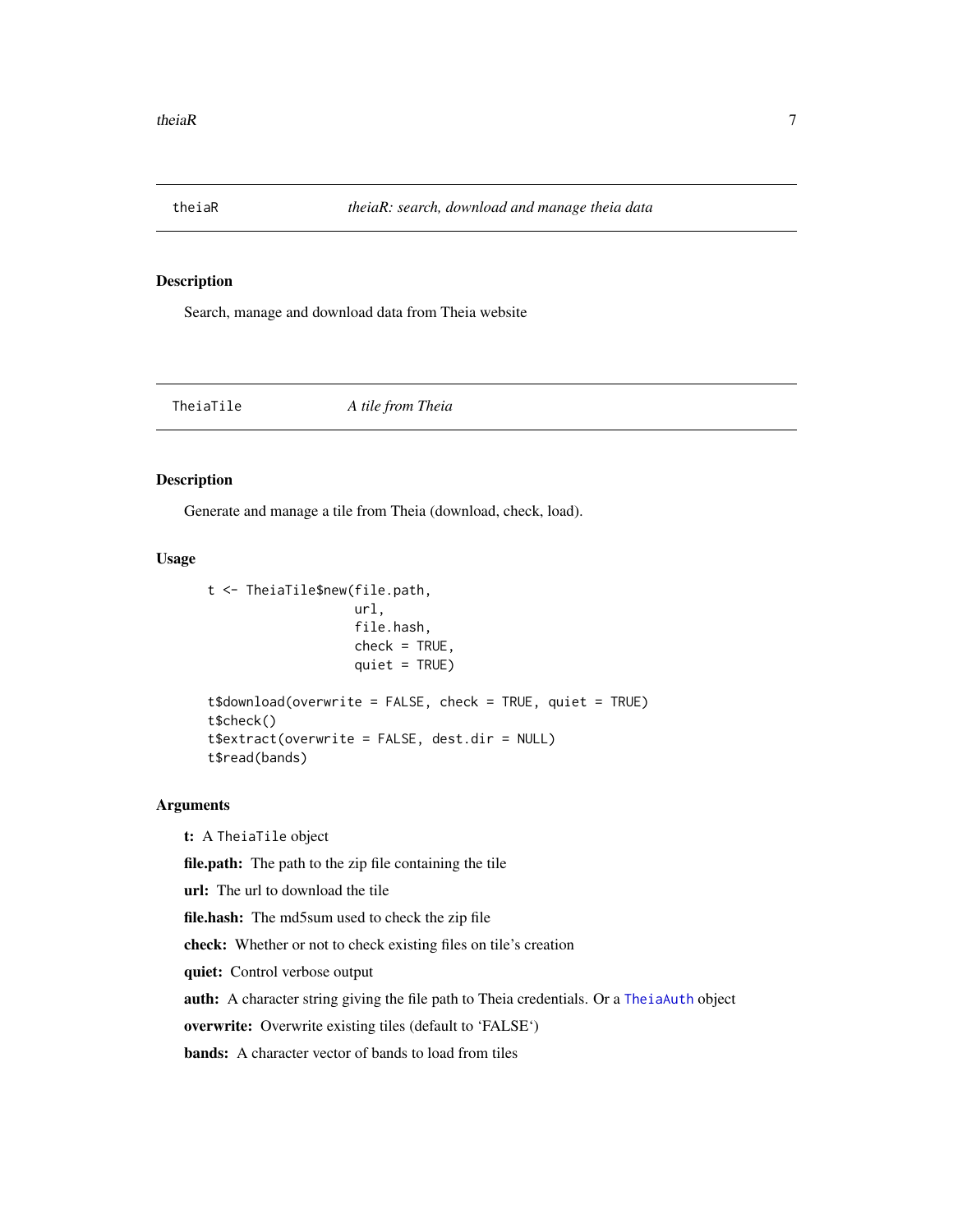## theiaR — *theiaR: search, download and manage theia data*

### Description

Search, manage and download data from Theia website

## TheiaTile — *A tile from Theia*

### Description

Generate and manage a tile from Theia (download, check, load).

### Usage

```
t <- TheiaTile$new(file.path,
                   url,
                   file.hash,
                   check = TRUE,
                   quiet = TRUE)

t$download(overwrite = FALSE, check = TRUE, quiet = TRUE)
t$check()
t$extract(overwrite = FALSE, dest.dir = NULL)
t$read(bands)
```

### Arguments

**t:** A `TheiaTile` object

**file.path:** The path to the zip file containing the tile

**url:** The url to download the tile

**file.hash:** The md5sum used to check the zip file

**check:** Whether or not to check existing files on tile's creation

**quiet:** Control verbose output

**auth:** A character string giving the file path to Theia credentials. Or a `TheiaAuth` object

**overwrite:** Overwrite existing tiles (default to 'FALSE')

**bands:** A character vector of bands to load from tiles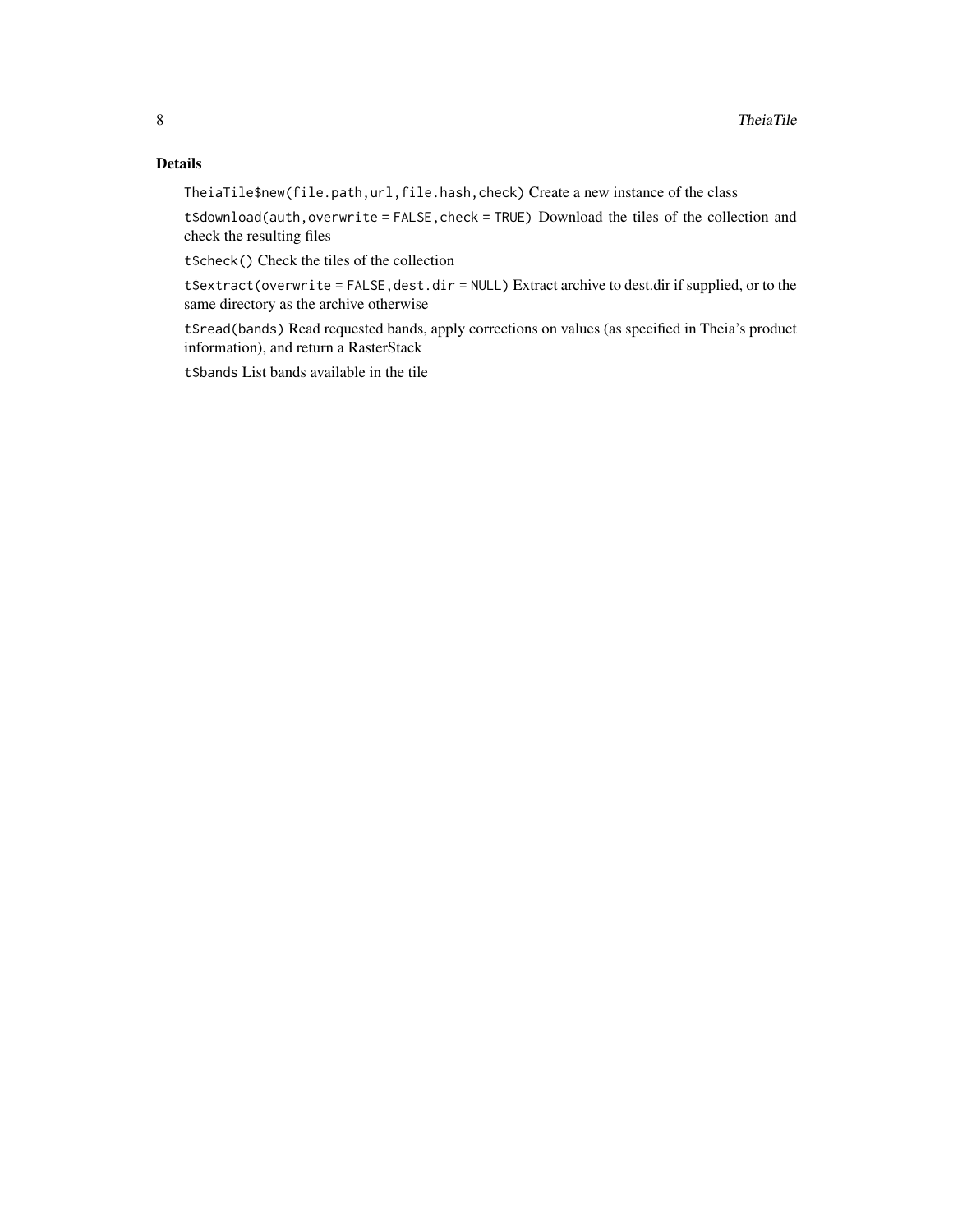## Details

`TheiaTile$new(file.path,url,file.hash,check)` Create a new instance of the class

`t$download(auth,overwrite = FALSE,check = TRUE)` Download the tiles of the collection and check the resulting files

`t$check()` Check the tiles of the collection

`t$extract(overwrite = FALSE,dest.dir = NULL)` Extract archive to dest.dir if supplied, or to the same directory as the archive otherwise

`t$read(bands)` Read requested bands, apply corrections on values (as specified in Theia's product information), and return a RasterStack

`t$bands` List bands available in the tile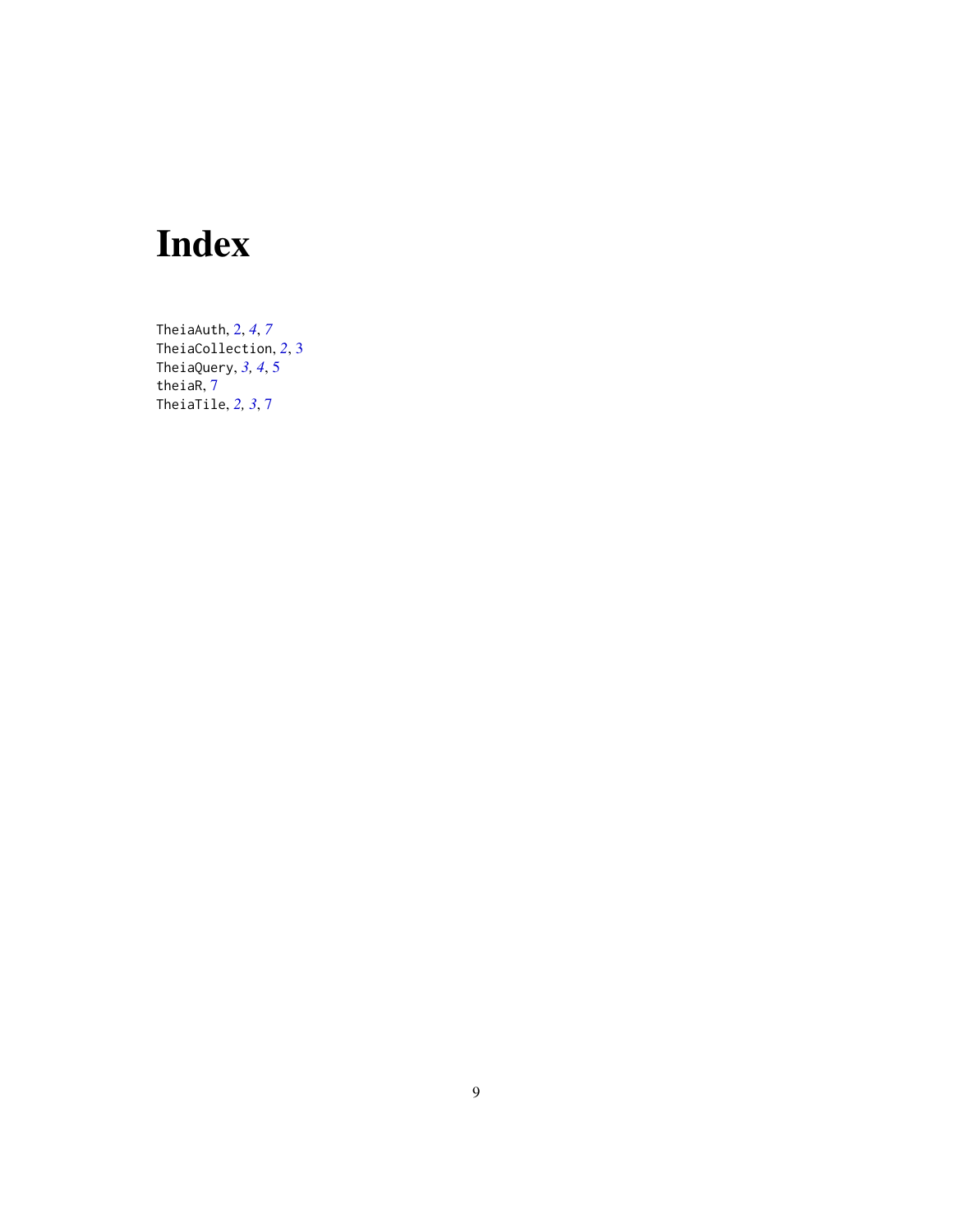# Index

TheiaAuth, 2, *4*, *7*
TheiaCollection, *2*, 3
TheiaQuery, *3, 4*, 5
theiaR, 7
TheiaTile, *2, 3*, 7